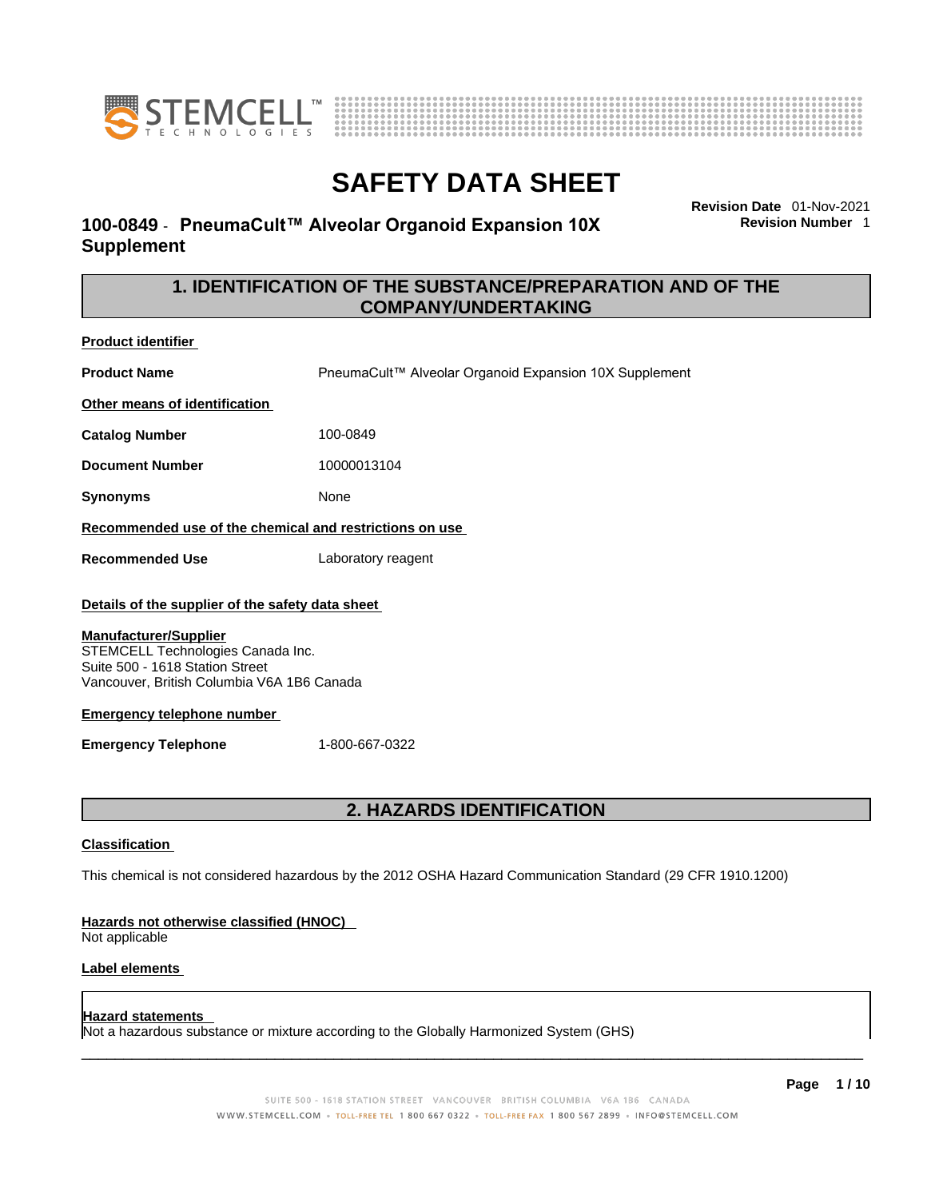# SAFETY DATA SHEET

## 100-0849 - PneumaCult™ Alveolar Organoid Expansion 10X Supplement

**Revision Date** 01-Nov-2021
**Revision Number** 1

## 1. IDENTIFICATION OF THE SUBSTANCE/PREPARATION AND OF THE COMPANY/UNDERTAKING

**Product identifier**

| | |
|---|---|
| **Product Name** | PneumaCult™ Alveolar Organoid Expansion 10X Supplement |

**Other means of identification**

| | |
|---|---|
| **Catalog Number** | 100-0849 |
| **Document Number** | 10000013104 |
| **Synonyms** | None |

**Recommended use of the chemical and restrictions on use**

| | |
|---|---|
| **Recommended Use** | Laboratory reagent |

**Details of the supplier of the safety data sheet**

**Manufacturer/Supplier**
STEMCELL Technologies Canada Inc.
Suite 500 - 1618 Station Street
Vancouver, British Columbia V6A 1B6 Canada

**Emergency telephone number**

| | |
|---|---|
| **Emergency Telephone** | 1-800-667-0322 |

## 2. HAZARDS IDENTIFICATION

**Classification**

This chemical is not considered hazardous by the 2012 OSHA Hazard Communication Standard (29 CFR 1910.1200)

**Hazards not otherwise classified (HNOC)**
Not applicable

**Label elements**

**Hazard statements**
Not a hazardous substance or mixture according to the Globally Harmonized System (GHS)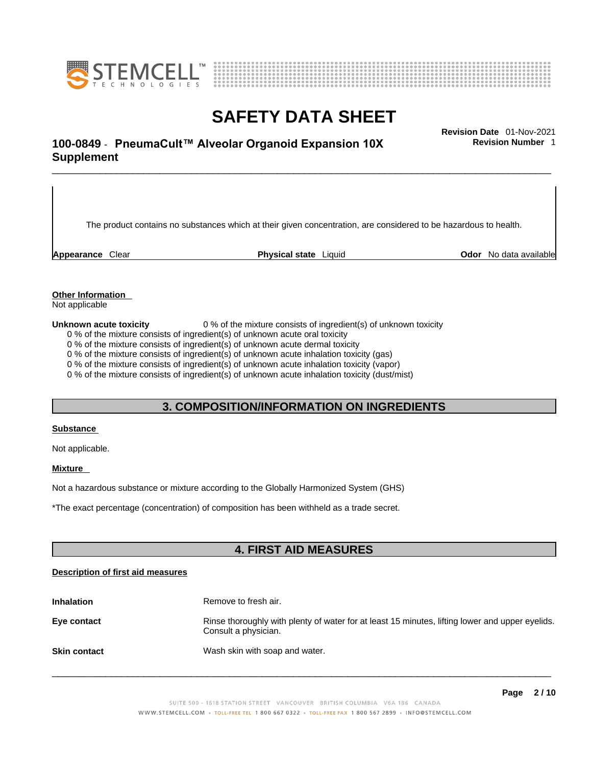The product contains no substances which at their given concentration, are considered to be hazardous to health.

**Appearance** Clear **Physical state** Liquid **Odor** No data available

**Other Information**
Not applicable

**Unknown acute toxicity** 0 % of the mixture consists of ingredient(s) of unknown toxicity
0 % of the mixture consists of ingredient(s) of unknown acute oral toxicity
0 % of the mixture consists of ingredient(s) of unknown acute dermal toxicity
0 % of the mixture consists of ingredient(s) of unknown acute inhalation toxicity (gas)
0 % of the mixture consists of ingredient(s) of unknown acute inhalation toxicity (vapor)
0 % of the mixture consists of ingredient(s) of unknown acute inhalation toxicity (dust/mist)

## 3. COMPOSITION/INFORMATION ON INGREDIENTS

**Substance**

Not applicable.

**Mixture**

Not a hazardous substance or mixture according to the Globally Harmonized System (GHS)

*The exact percentage (concentration) of composition has been withheld as a trade secret.

## 4. FIRST AID MEASURES

**Description of first aid measures**

**Inhalation** Remove to fresh air.

**Eye contact** Rinse thoroughly with plenty of water for at least 15 minutes, lifting lower and upper eyelids. Consult a physician.

**Skin contact** Wash skin with soap and water.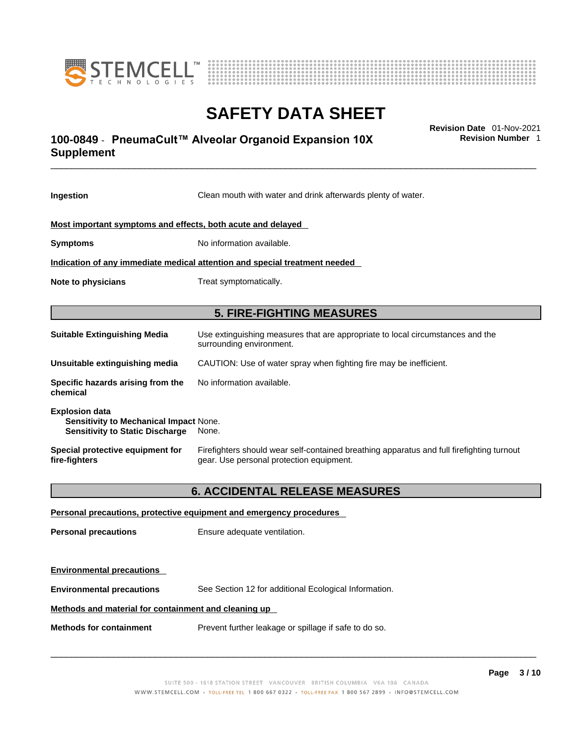**Ingestion** Clean mouth with water and drink afterwards plenty of water.

**Most important symptoms and effects, both acute and delayed**

**Symptoms** No information available.

**Indication of any immediate medical attention and special treatment needed**

**Note to physicians** Treat symptomatically.

## 5. FIRE-FIGHTING MEASURES

**Suitable Extinguishing Media** Use extinguishing measures that are appropriate to local circumstances and the surrounding environment.

**Unsuitable extinguishing media** CAUTION: Use of water spray when fighting fire may be inefficient.

**Specific hazards arising from the chemical** No information available.

**Explosion data**
**Sensitivity to Mechanical Impact** None.
**Sensitivity to Static Discharge** None.

**Special protective equipment for fire-fighters** Firefighters should wear self-contained breathing apparatus and full firefighting turnout gear. Use personal protection equipment.

## 6. ACCIDENTAL RELEASE MEASURES

**Personal precautions, protective equipment and emergency procedures**

**Personal precautions** Ensure adequate ventilation.

**Environmental precautions**

**Environmental precautions** See Section 12 for additional Ecological Information.

**Methods and material for containment and cleaning up**

**Methods for containment** Prevent further leakage or spillage if safe to do so.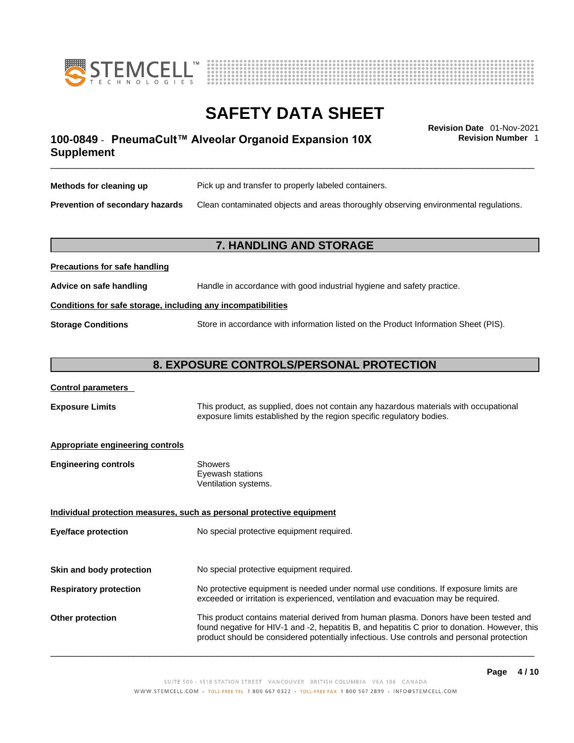**Methods for cleaning up** Pick up and transfer to properly labeled containers.

**Prevention of secondary hazards** Clean contaminated objects and areas thoroughly observing environmental regulations.

## 7. HANDLING AND STORAGE

**Precautions for safe handling**

**Advice on safe handling** Handle in accordance with good industrial hygiene and safety practice.

**Conditions for safe storage, including any incompatibilities**

**Storage Conditions** Store in accordance with information listed on the Product Information Sheet (PIS).

## 8. EXPOSURE CONTROLS/PERSONAL PROTECTION

**Control parameters**

**Exposure Limits** This product, as supplied, does not contain any hazardous materials with occupational exposure limits established by the region specific regulatory bodies.

**Appropriate engineering controls**

**Engineering controls** Showers
Eyewash stations
Ventilation systems.

**Individual protection measures, such as personal protective equipment**

**Eye/face protection** No special protective equipment required.

**Skin and body protection** No special protective equipment required.

**Respiratory protection** No protective equipment is needed under normal use conditions. If exposure limits are exceeded or irritation is experienced, ventilation and evacuation may be required.

**Other protection** This product contains material derived from human plasma. Donors have been tested and found negative for HIV-1 and -2, hepatitis B, and hepatitis C prior to donation. However, this product should be considered potentially infectious. Use controls and personal protection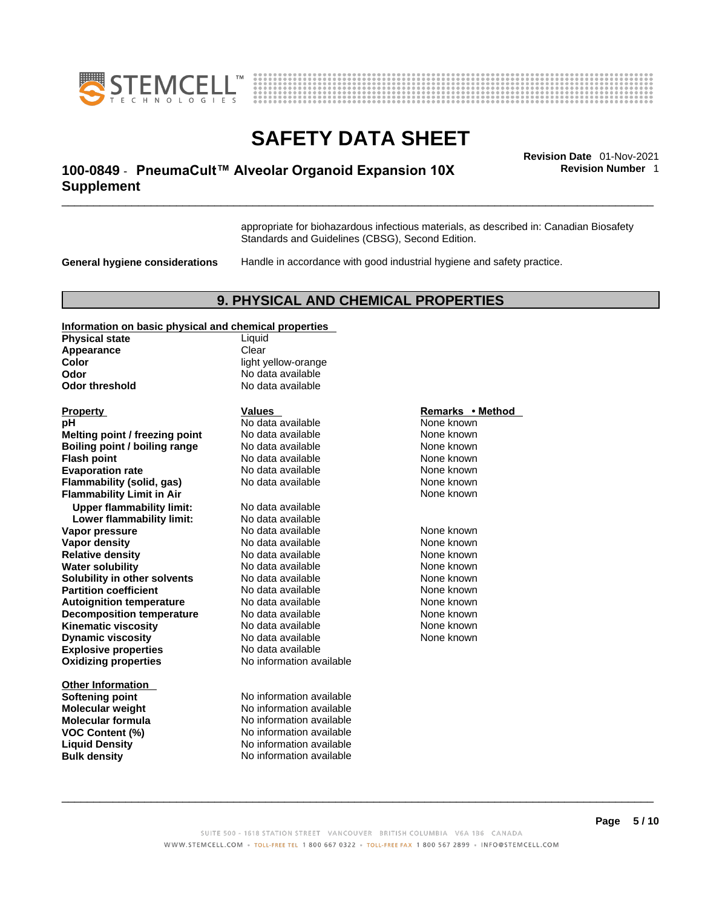appropriate for biohazardous infectious materials, as described in: Canadian Biosafety Standards and Guidelines (CBSG), Second Edition.

**General hygiene considerations** Handle in accordance with good industrial hygiene and safety practice.

## 9. PHYSICAL AND CHEMICAL PROPERTIES

**Information on basic physical and chemical properties**

| | |
|---|---|
| **Physical state** | Liquid |
| **Appearance** | Clear |
| **Color** | light yellow-orange |
| **Odor** | No data available |
| **Odor threshold** | No data available |

| Property | Values | Remarks • Method |
|---|---|---|
| **pH** | No data available | None known |
| **Melting point / freezing point** | No data available | None known |
| **Boiling point / boiling range** | No data available | None known |
| **Flash point** | No data available | None known |
| **Evaporation rate** | No data available | None known |
| **Flammability (solid, gas)** | No data available | None known |
| **Flammability Limit in Air** | | None known |
| **Upper flammability limit:** | No data available | |
| **Lower flammability limit:** | No data available | |
| **Vapor pressure** | No data available | None known |
| **Vapor density** | No data available | None known |
| **Relative density** | No data available | None known |
| **Water solubility** | No data available | None known |
| **Solubility in other solvents** | No data available | None known |
| **Partition coefficient** | No data available | None known |
| **Autoignition temperature** | No data available | None known |
| **Decomposition temperature** | No data available | None known |
| **Kinematic viscosity** | No data available | None known |
| **Dynamic viscosity** | No data available | None known |
| **Explosive properties** | No data available | |
| **Oxidizing properties** | No information available | |

**Other Information**

| | |
|---|---|
| **Softening point** | No information available |
| **Molecular weight** | No information available |
| **Molecular formula** | No information available |
| **VOC Content (%)** | No information available |
| **Liquid Density** | No information available |
| **Bulk density** | No information available |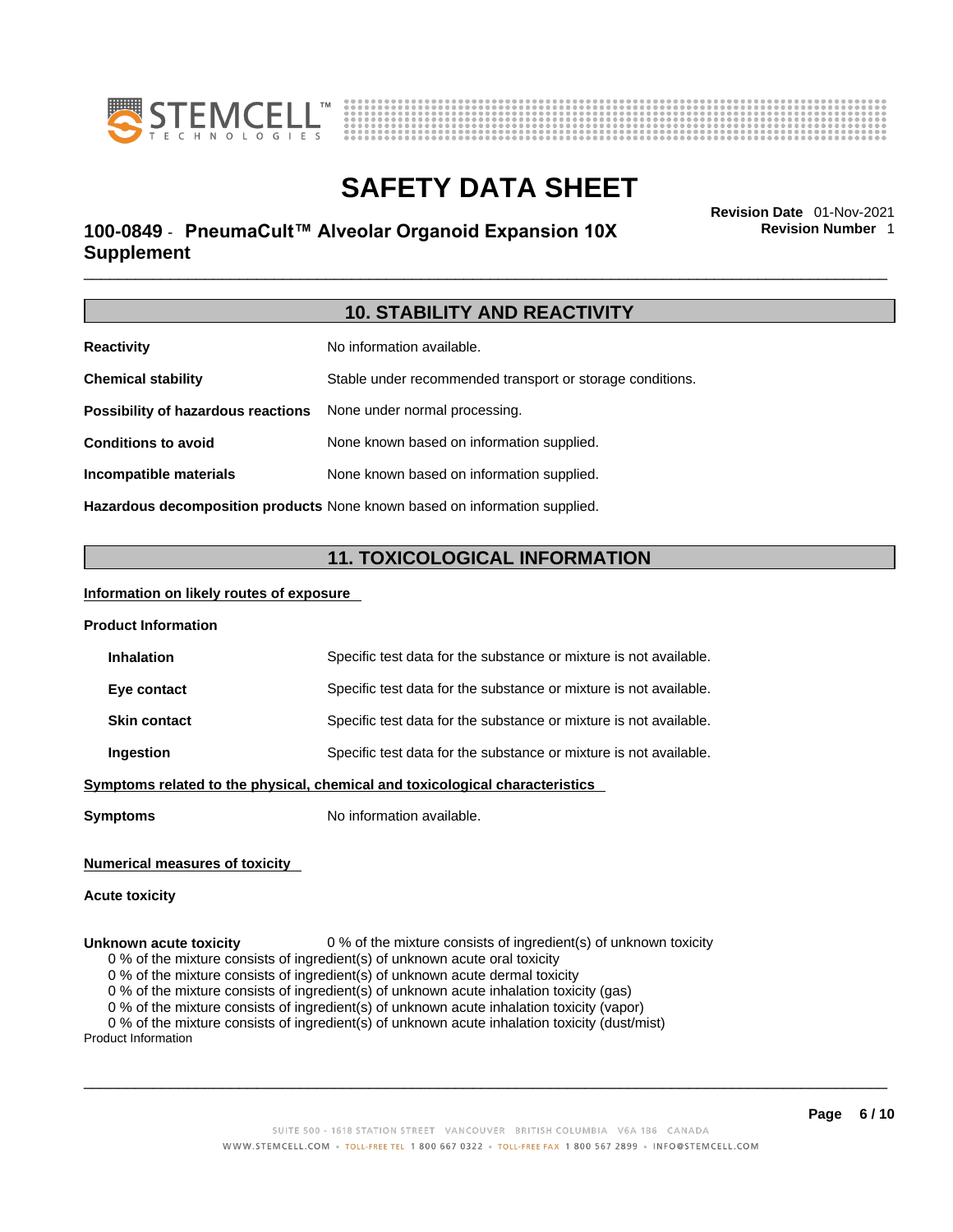## 10. STABILITY AND REACTIVITY

**Reactivity** No information available.

**Chemical stability** Stable under recommended transport or storage conditions.

**Possibility of hazardous reactions** None under normal processing.

**Conditions to avoid** None known based on information supplied.

**Incompatible materials** None known based on information supplied.

**Hazardous decomposition products** None known based on information supplied.

## 11. TOXICOLOGICAL INFORMATION

**Information on likely routes of exposure**

**Product Information**

**Inhalation** Specific test data for the substance or mixture is not available.

**Eye contact** Specific test data for the substance or mixture is not available.

**Skin contact** Specific test data for the substance or mixture is not available.

**Ingestion** Specific test data for the substance or mixture is not available.

**Symptoms related to the physical, chemical and toxicological characteristics**

**Symptoms** No information available.

**Numerical measures of toxicity**

**Acute toxicity**

**Unknown acute toxicity** 0 % of the mixture consists of ingredient(s) of unknown toxicity

0 % of the mixture consists of ingredient(s) of unknown acute oral toxicity
0 % of the mixture consists of ingredient(s) of unknown acute dermal toxicity
0 % of the mixture consists of ingredient(s) of unknown acute inhalation toxicity (gas)
0 % of the mixture consists of ingredient(s) of unknown acute inhalation toxicity (vapor)
0 % of the mixture consists of ingredient(s) of unknown acute inhalation toxicity (dust/mist)

Product Information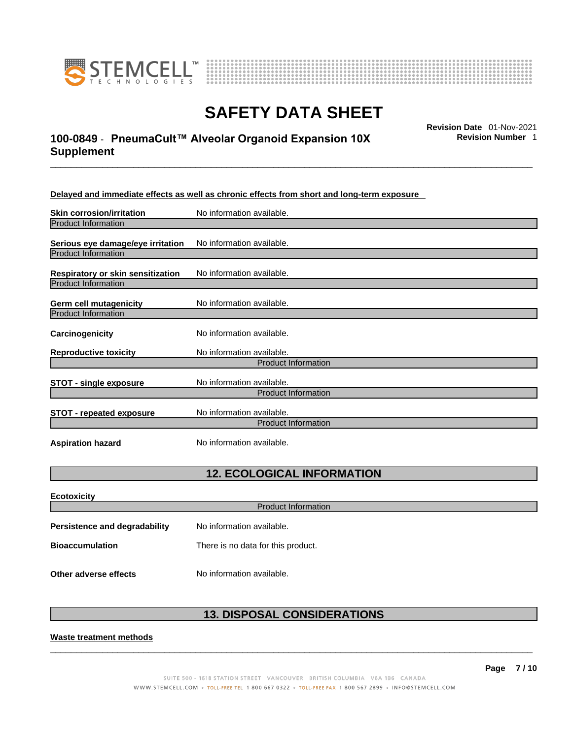**Delayed and immediate effects as well as chronic effects from short and long-term exposure**

**Skin corrosion/irritation** No information available.

Product Information

**Serious eye damage/eye irritation** No information available.

Product Information

**Respiratory or skin sensitization** No information available.

Product Information

**Germ cell mutagenicity** No information available.

Product Information

**Carcinogenicity** No information available.

**Reproductive toxicity** No information available.

Product Information

**STOT - single exposure** No information available.

Product Information

**STOT - repeated exposure** No information available.

Product Information

**Aspiration hazard** No information available.

## 12. ECOLOGICAL INFORMATION

**Ecotoxicity**

Product Information

**Persistence and degradability** No information available.

**Bioaccumulation** There is no data for this product.

**Other adverse effects** No information available.

## 13. DISPOSAL CONSIDERATIONS

**Waste treatment methods**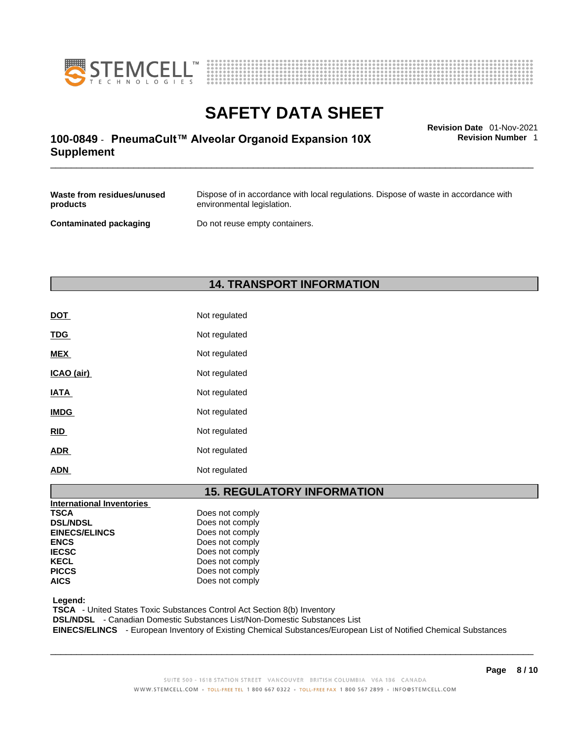| | |
|---|---|
| **Waste from residues/unused products** | Dispose of in accordance with local regulations. Dispose of waste in accordance with environmental legislation. |
| **Contaminated packaging** | Do not reuse empty containers. |

## 14. TRANSPORT INFORMATION

| | |
|---|---|
| **DOT** | Not regulated |
| **TDG** | Not regulated |
| **MEX** | Not regulated |
| **ICAO (air)** | Not regulated |
| **IATA** | Not regulated |
| **IMDG** | Not regulated |
| **RID** | Not regulated |
| **ADR** | Not regulated |
| **ADN** | Not regulated |

## 15. REGULATORY INFORMATION

**International Inventories**

| | |
|---|---|
| **TSCA** | Does not comply |
| **DSL/NDSL** | Does not comply |
| **EINECS/ELINCS** | Does not comply |
| **ENCS** | Does not comply |
| **IECSC** | Does not comply |
| **KECL** | Does not comply |
| **PICCS** | Does not comply |
| **AICS** | Does not comply |

**Legend:**
**TSCA** - United States Toxic Substances Control Act Section 8(b) Inventory
**DSL/NDSL** - Canadian Domestic Substances List/Non-Domestic Substances List
**EINECS/ELINCS** - European Inventory of Existing Chemical Substances/European List of Notified Chemical Substances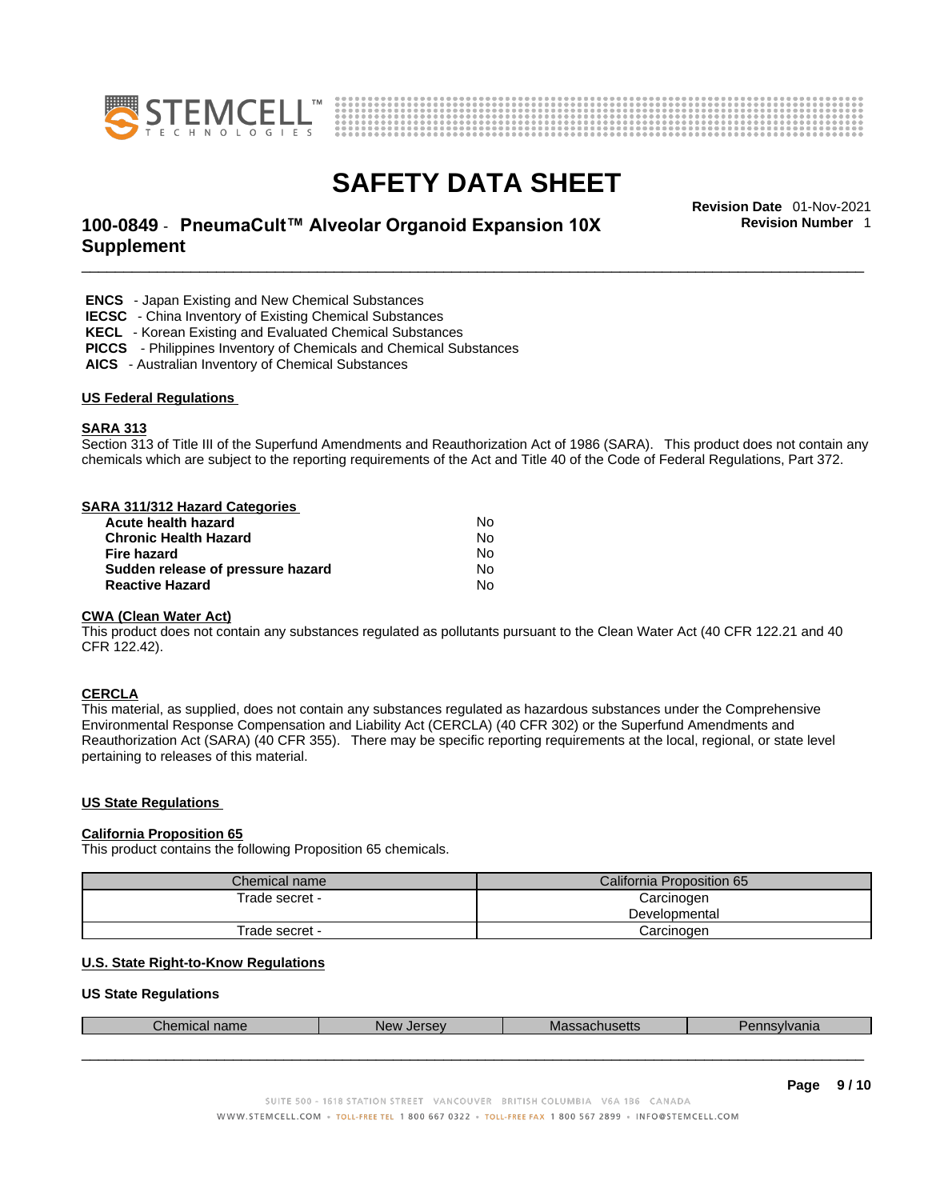**ENCS** - Japan Existing and New Chemical Substances
**IECSC** - China Inventory of Existing Chemical Substances
**KECL** - Korean Existing and Evaluated Chemical Substances
**PICCS** - Philippines Inventory of Chemicals and Chemical Substances
**AICS** - Australian Inventory of Chemical Substances

## US Federal Regulations

### SARA 313

Section 313 of Title III of the Superfund Amendments and Reauthorization Act of 1986 (SARA). This product does not contain any chemicals which are subject to the reporting requirements of the Act and Title 40 of the Code of Federal Regulations, Part 372.

### SARA 311/312 Hazard Categories

| | |
|---|---|
| **Acute health hazard** | No |
| **Chronic Health Hazard** | No |
| **Fire hazard** | No |
| **Sudden release of pressure hazard** | No |
| **Reactive Hazard** | No |

### CWA (Clean Water Act)

This product does not contain any substances regulated as pollutants pursuant to the Clean Water Act (40 CFR 122.21 and 40 CFR 122.42).

### CERCLA

This material, as supplied, does not contain any substances regulated as hazardous substances under the Comprehensive Environmental Response Compensation and Liability Act (CERCLA) (40 CFR 302) or the Superfund Amendments and Reauthorization Act (SARA) (40 CFR 355). There may be specific reporting requirements at the local, regional, or state level pertaining to releases of this material.

## US State Regulations

### California Proposition 65

This product contains the following Proposition 65 chemicals.

| Chemical name | California Proposition 65 |
|---|---|
| Trade secret - | Carcinogen<br>Developmental |
| Trade secret - | Carcinogen |

## U.S. State Right-to-Know Regulations

### US State Regulations

| Chemical name | New Jersey | Massachusetts | Pennsylvania |
|---|---|---|---|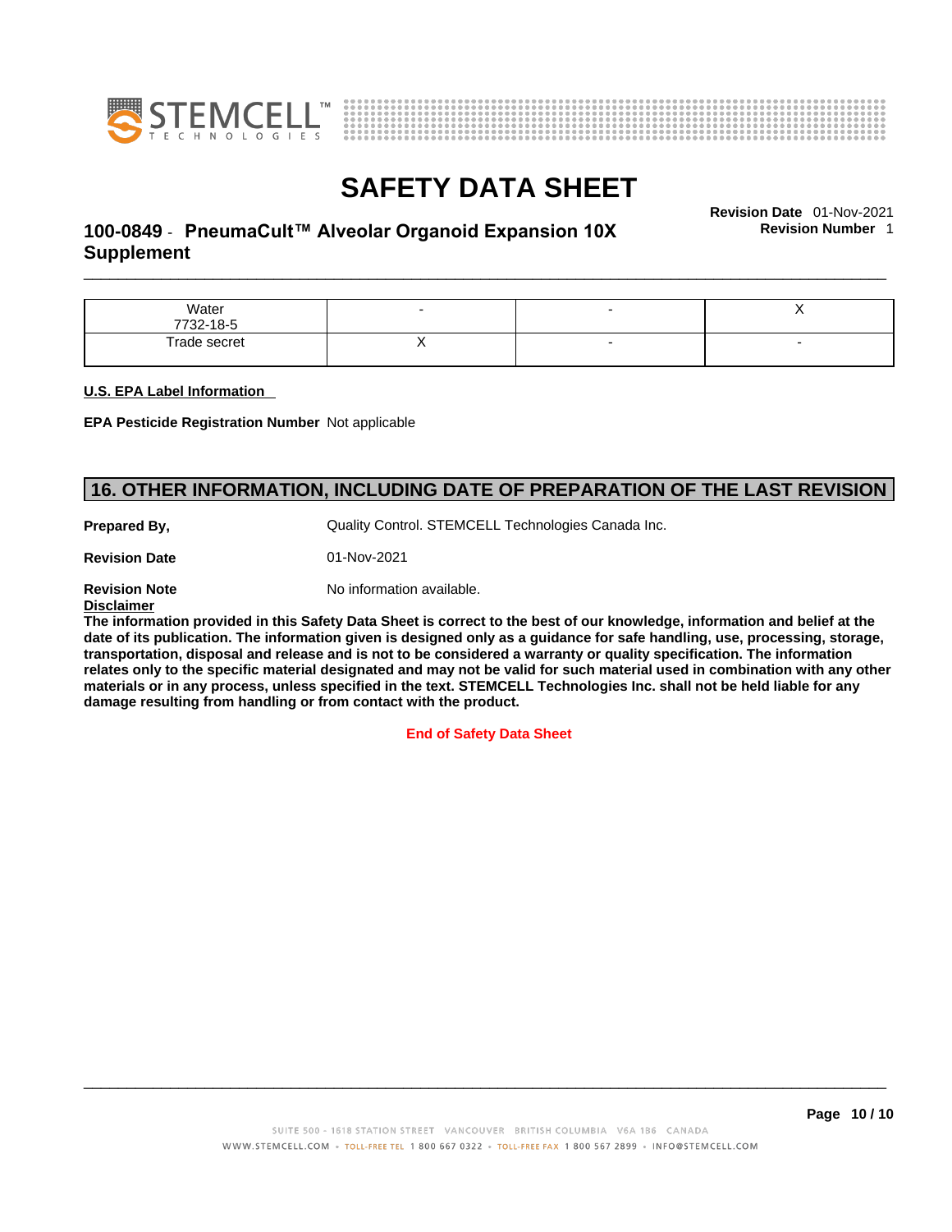| | | | |
|---|---|---|---|
| Water<br>7732-18-5 | - | - | X |
| Trade secret | X | - | - |

**U.S. EPA Label Information**

**EPA Pesticide Registration Number** Not applicable

## 16. OTHER INFORMATION, INCLUDING DATE OF PREPARATION OF THE LAST REVISION

**Prepared By,** Quality Control. STEMCELL Technologies Canada Inc.

**Revision Date** 01-Nov-2021

**Revision Note** No information available.

**Disclaimer**

**The information provided in this Safety Data Sheet is correct to the best of our knowledge, information and belief at the date of its publication. The information given is designed only as a guidance for safe handling, use, processing, storage, transportation, disposal and release and is not to be considered a warranty or quality specification. The information relates only to the specific material designated and may not be valid for such material used in combination with any other materials or in any process, unless specified in the text. STEMCELL Technologies Inc. shall not be held liable for any damage resulting from handling or from contact with the product.**

**End of Safety Data Sheet**